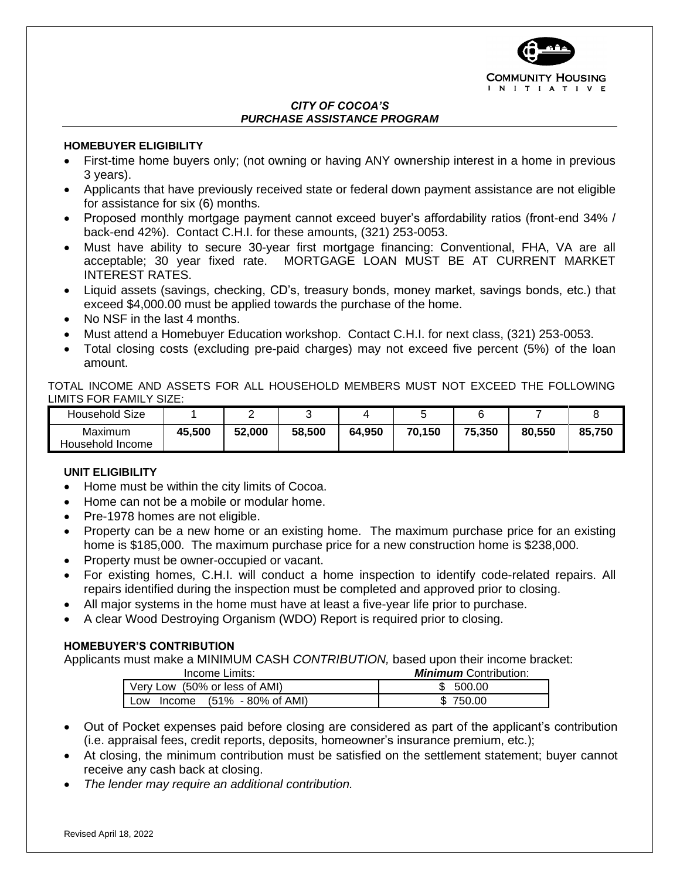COMMUNITY HOUSING INITIATIVE

***CITY OF COCOA'S***
***PURCHASE ASSISTANCE PROGRAM***

**HOMEBUYER ELIGIBILITY**

- First-time home buyers only; (not owning or having ANY ownership interest in a home in previous 3 years).
- Applicants that have previously received state or federal down payment assistance are not eligible for assistance for six (6) months.
- Proposed monthly mortgage payment cannot exceed buyer's affordability ratios (front-end 34% / back-end 42%). Contact C.H.I. for these amounts, (321) 253-0053.
- Must have ability to secure 30-year first mortgage financing: Conventional, FHA, VA are all acceptable; 30 year fixed rate. MORTGAGE LOAN MUST BE AT CURRENT MARKET INTEREST RATES.
- Liquid assets (savings, checking, CD's, treasury bonds, money market, savings bonds, etc.) that exceed $4,000.00 must be applied towards the purchase of the home.
- No NSF in the last 4 months.
- Must attend a Homebuyer Education workshop. Contact C.H.I. for next class, (321) 253-0053.
- Total closing costs (excluding pre-paid charges) may not exceed five percent (5%) of the loan amount.

TOTAL INCOME AND ASSETS FOR ALL HOUSEHOLD MEMBERS MUST NOT EXCEED THE FOLLOWING LIMITS FOR FAMILY SIZE:

| Household Size | 1 | 2 | 3 | 4 | 5 | 6 | 7 | 8 |
|---|---|---|---|---|---|---|---|---|
| Maximum Household Income | **45,500** | **52,000** | **58,500** | **64,950** | **70,150** | **75,350** | **80,550** | **85,750** |

**UNIT ELIGIBILITY**

- Home must be within the city limits of Cocoa.
- Home can not be a mobile or modular home.
- Pre-1978 homes are not eligible.
- Property can be a new home or an existing home. The maximum purchase price for an existing home is $185,000. The maximum purchase price for a new construction home is $238,000.
- Property must be owner-occupied or vacant.
- For existing homes, C.H.I. will conduct a home inspection to identify code-related repairs. All repairs identified during the inspection must be completed and approved prior to closing.
- All major systems in the home must have at least a five-year life prior to purchase.
- A clear Wood Destroying Organism (WDO) Report is required prior to closing.

**HOMEBUYER'S CONTRIBUTION**

Applicants must make a MINIMUM CASH *CONTRIBUTION,* based upon their income bracket:

| Income Limits: | ***Minimum*** Contribution: |
|---|---|
| Very Low (50% or less of AMI) | $ 500.00 |
| Low Income (51% - 80% of AMI) | $ 750.00 |

- Out of Pocket expenses paid before closing are considered as part of the applicant's contribution (i.e. appraisal fees, credit reports, deposits, homeowner's insurance premium, etc.);
- At closing, the minimum contribution must be satisfied on the settlement statement; buyer cannot receive any cash back at closing.
- *The lender may require an additional contribution.*

Revised April 18, 2022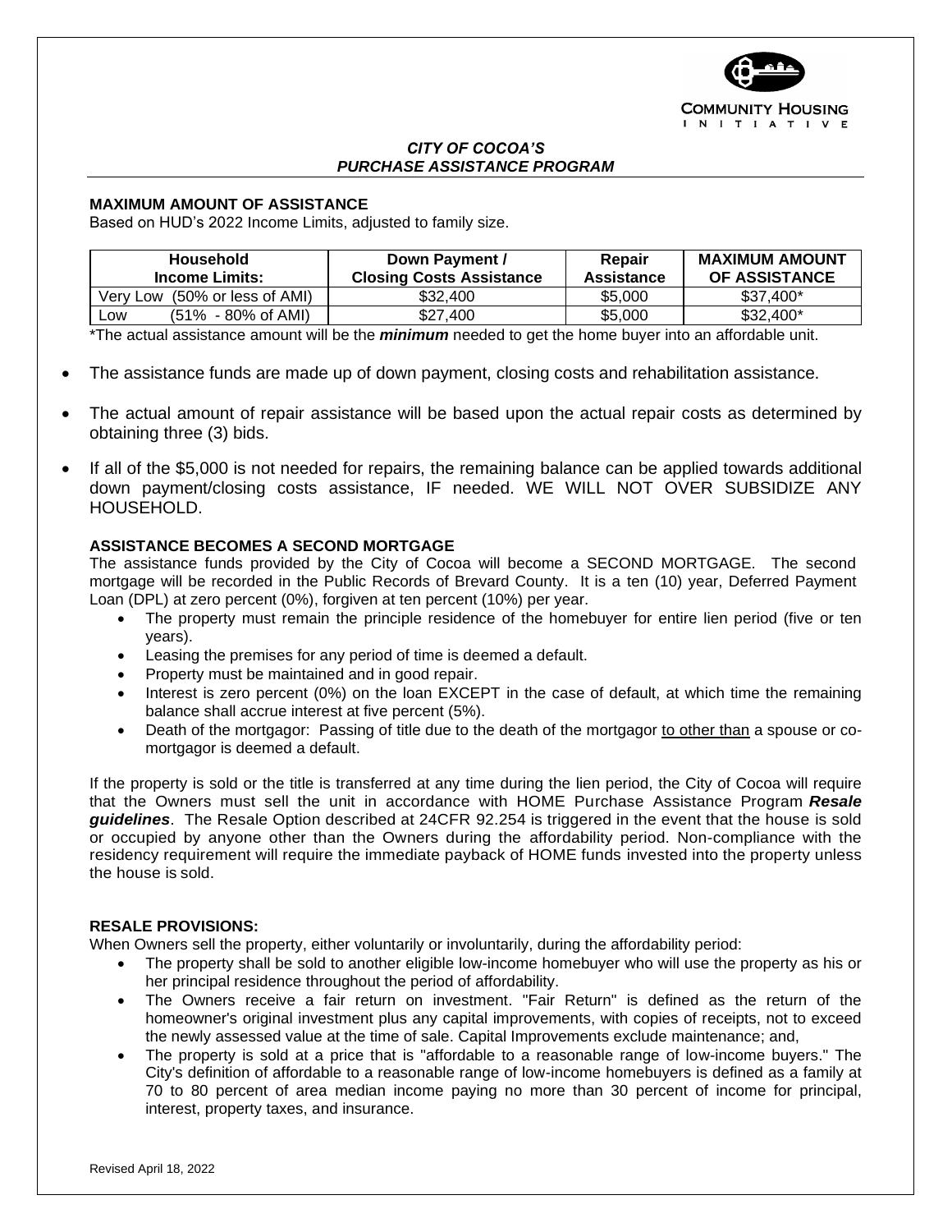COMMUNITY HOUSING INITIATIVE

***CITY OF COCOA'S PURCHASE ASSISTANCE PROGRAM***

**MAXIMUM AMOUNT OF ASSISTANCE**

Based on HUD's 2022 Income Limits, adjusted to family size.

| Household Income Limits: | Down Payment / Closing Costs Assistance | Repair Assistance | MAXIMUM AMOUNT OF ASSISTANCE |
|---|---|---|---|
| Very Low (50% or less of AMI) | $32,400 | $5,000 | $37,400* |
| Low (51% - 80% of AMI) | $27,400 | $5,000 | $32,400* |

*The actual assistance amount will be the ***minimum*** needed to get the home buyer into an affordable unit.

- The assistance funds are made up of down payment, closing costs and rehabilitation assistance.
- The actual amount of repair assistance will be based upon the actual repair costs as determined by obtaining three (3) bids.
- If all of the $5,000 is not needed for repairs, the remaining balance can be applied towards additional down payment/closing costs assistance, IF needed. WE WILL NOT OVER SUBSIDIZE ANY HOUSEHOLD.

**ASSISTANCE BECOMES A SECOND MORTGAGE**

The assistance funds provided by the City of Cocoa will become a SECOND MORTGAGE. The second mortgage will be recorded in the Public Records of Brevard County. It is a ten (10) year, Deferred Payment Loan (DPL) at zero percent (0%), forgiven at ten percent (10%) per year.

- The property must remain the principle residence of the homebuyer for entire lien period (five or ten years).
- Leasing the premises for any period of time is deemed a default.
- Property must be maintained and in good repair.
- Interest is zero percent (0%) on the loan EXCEPT in the case of default, at which time the remaining balance shall accrue interest at five percent (5%).
- Death of the mortgagor: Passing of title due to the death of the mortgagor to other than a spouse or co-mortgagor is deemed a default.

If the property is sold or the title is transferred at any time during the lien period, the City of Cocoa will require that the Owners must sell the unit in accordance with HOME Purchase Assistance Program ***Resale guidelines***. The Resale Option described at 24CFR 92.254 is triggered in the event that the house is sold or occupied by anyone other than the Owners during the affordability period. Non-compliance with the residency requirement will require the immediate payback of HOME funds invested into the property unless the house is sold.

**RESALE PROVISIONS:**

When Owners sell the property, either voluntarily or involuntarily, during the affordability period:

- The property shall be sold to another eligible low-income homebuyer who will use the property as his or her principal residence throughout the period of affordability.
- The Owners receive a fair return on investment. "Fair Return" is defined as the return of the homeowner's original investment plus any capital improvements, with copies of receipts, not to exceed the newly assessed value at the time of sale. Capital Improvements exclude maintenance; and,
- The property is sold at a price that is "affordable to a reasonable range of low-income buyers." The City's definition of affordable to a reasonable range of low-income homebuyers is defined as a family at 70 to 80 percent of area median income paying no more than 30 percent of income for principal, interest, property taxes, and insurance.

Revised April 18, 2022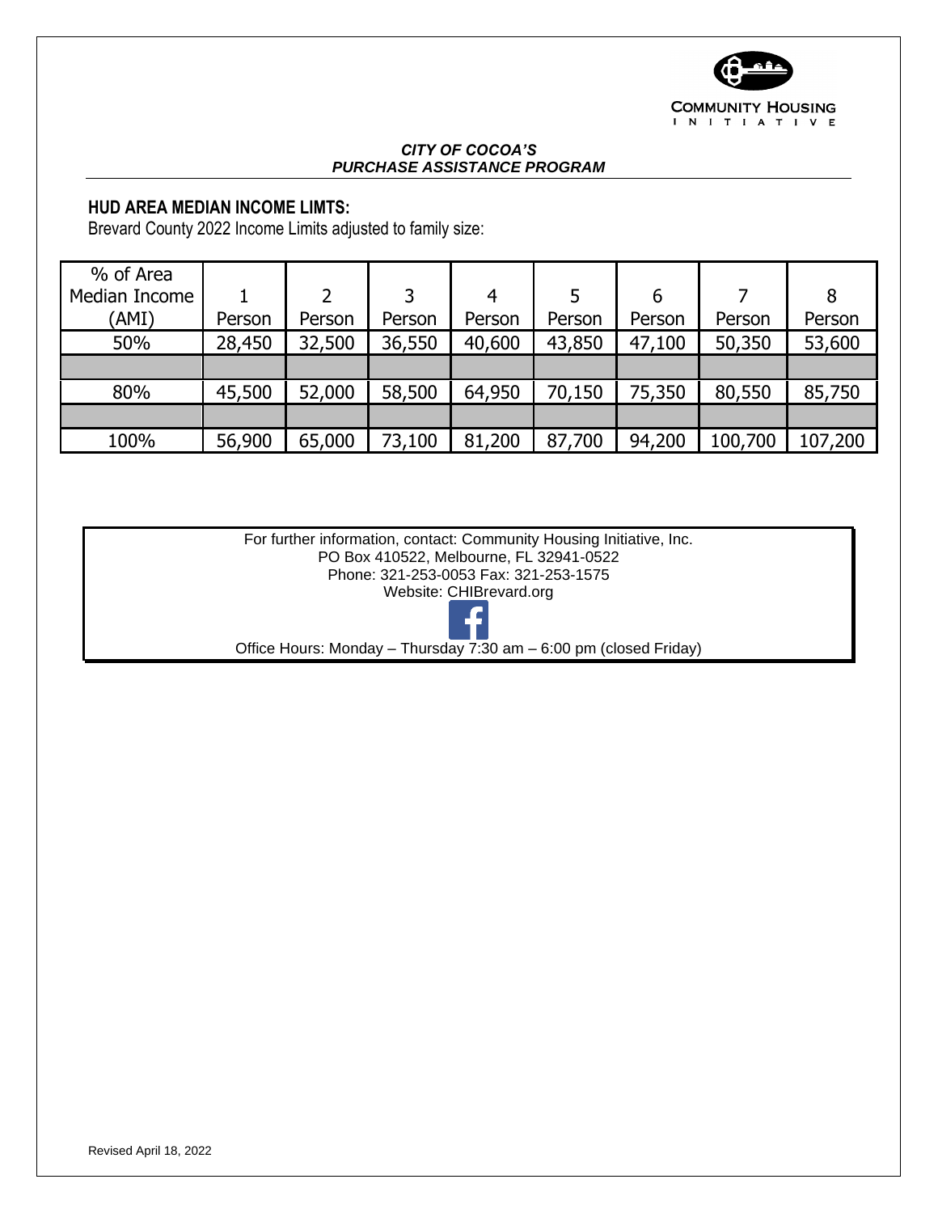*CITY OF COCOA'S*
*PURCHASE ASSISTANCE PROGRAM*

## HUD AREA MEDIAN INCOME LIMTS:

Brevard County 2022 Income Limits adjusted to family size:

| % of Area Median Income (AMI) | 1 Person | 2 Person | 3 Person | 4 Person | 5 Person | 6 Person | 7 Person | 8 Person |
|---|---|---|---|---|---|---|---|---|
| 50% | 28,450 | 32,500 | 36,550 | 40,600 | 43,850 | 47,100 | 50,350 | 53,600 |
| | | | | | | | | |
| 80% | 45,500 | 52,000 | 58,500 | 64,950 | 70,150 | 75,350 | 80,550 | 85,750 |
| | | | | | | | | |
| 100% | 56,900 | 65,000 | 73,100 | 81,200 | 87,700 | 94,200 | 100,700 | 107,200 |

For further information, contact: Community Housing Initiative, Inc.
PO Box 410522, Melbourne, FL 32941-0522
Phone: 321-253-0053 Fax: 321-253-1575
Website: CHIBrevard.org

Office Hours: Monday – Thursday 7:30 am – 6:00 pm (closed Friday)

Revised April 18, 2022